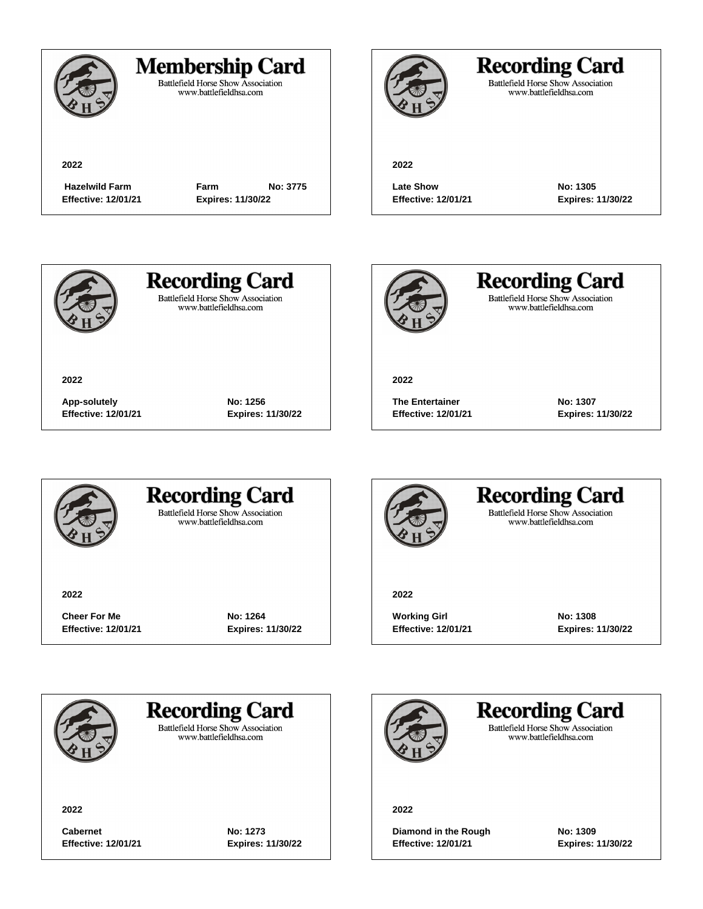## Membership Card

Battlefield Horse Show Association
www.battlefieldhsa.com

**2022**

**Hazelwild Farm** **Farm** **No: 3775**
**Effective: 12/01/21** **Expires: 11/30/22**

---

## Recording Card

Battlefield Horse Show Association
www.battlefieldhsa.com

**2022**

**Late Show** **No: 1305**
**Effective: 12/01/21** **Expires: 11/30/22**

---

## Recording Card

Battlefield Horse Show Association
www.battlefieldhsa.com

**2022**

**App-solutely** **No: 1256**
**Effective: 12/01/21** **Expires: 11/30/22**

---

## Recording Card

Battlefield Horse Show Association
www.battlefieldhsa.com

**2022**

**The Entertainer** **No: 1307**
**Effective: 12/01/21** **Expires: 11/30/22**

---

## Recording Card

Battlefield Horse Show Association
www.battlefieldhsa.com

**2022**

**Cheer For Me** **No: 1264**
**Effective: 12/01/21** **Expires: 11/30/22**

---

## Recording Card

Battlefield Horse Show Association
www.battlefieldhsa.com

**2022**

**Working Girl** **No: 1308**
**Effective: 12/01/21** **Expires: 11/30/22**

---

## Recording Card

Battlefield Horse Show Association
www.battlefieldhsa.com

**2022**

**Cabernet** **No: 1273**
**Effective: 12/01/21** **Expires: 11/30/22**

---

## Recording Card

Battlefield Horse Show Association
www.battlefieldhsa.com

**2022**

**Diamond in the Rough** **No: 1309**
**Effective: 12/01/21** **Expires: 11/30/22**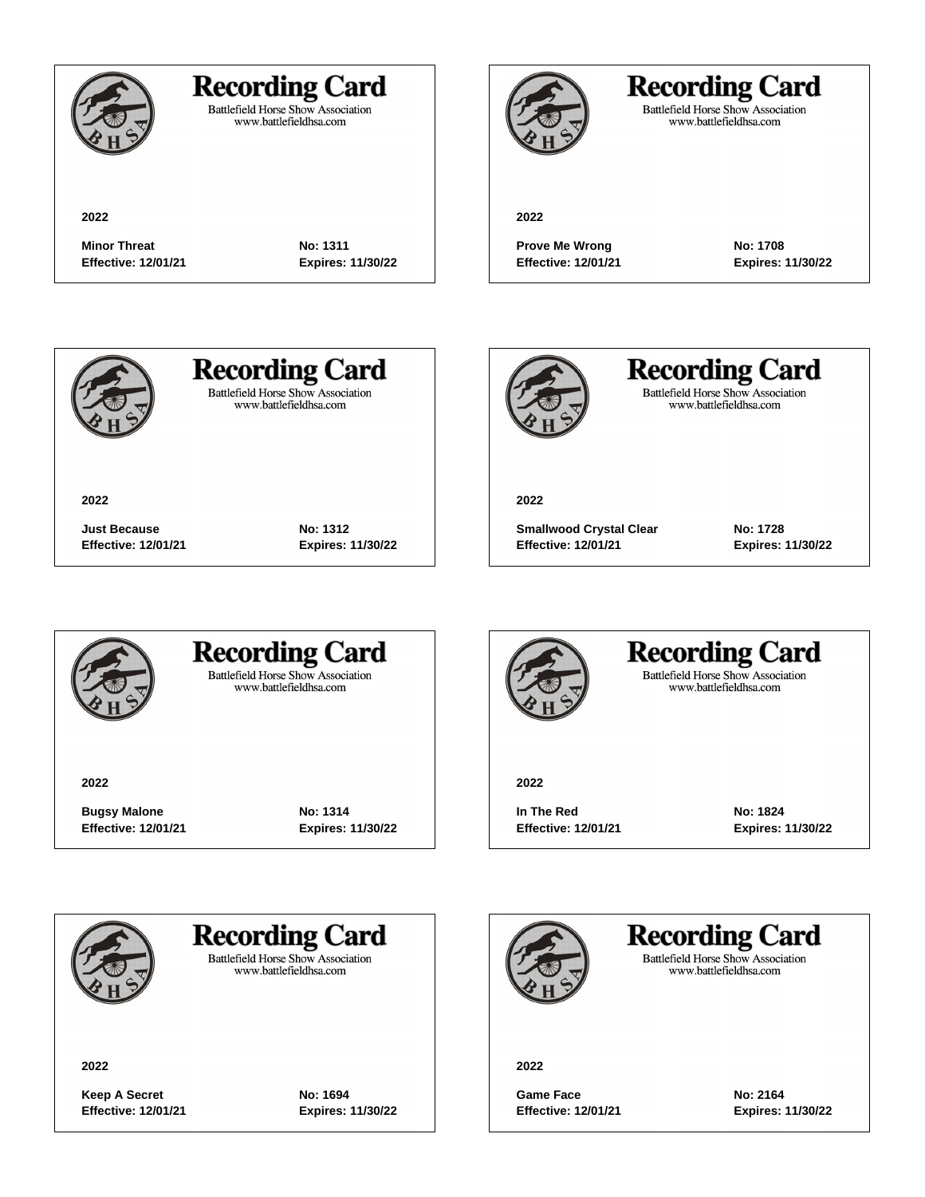## Recording Card

Battlefield Horse Show Association
www.battlefieldhsa.com

**2022**

**Minor Threat** **No: 1311**
**Effective: 12/01/21** **Expires: 11/30/22**

## Recording Card

Battlefield Horse Show Association
www.battlefieldhsa.com

**2022**

**Prove Me Wrong** **No: 1708**
**Effective: 12/01/21** **Expires: 11/30/22**

## Recording Card

Battlefield Horse Show Association
www.battlefieldhsa.com

**2022**

**Just Because** **No: 1312**
**Effective: 12/01/21** **Expires: 11/30/22**

## Recording Card

Battlefield Horse Show Association
www.battlefieldhsa.com

**2022**

**Smallwood Crystal Clear** **No: 1728**
**Effective: 12/01/21** **Expires: 11/30/22**

## Recording Card

Battlefield Horse Show Association
www.battlefieldhsa.com

**2022**

**Bugsy Malone** **No: 1314**
**Effective: 12/01/21** **Expires: 11/30/22**

## Recording Card

Battlefield Horse Show Association
www.battlefieldhsa.com

**2022**

**In The Red** **No: 1824**
**Effective: 12/01/21** **Expires: 11/30/22**

## Recording Card

Battlefield Horse Show Association
www.battlefieldhsa.com

**2022**

**Keep A Secret** **No: 1694**
**Effective: 12/01/21** **Expires: 11/30/22**

## Recording Card

Battlefield Horse Show Association
www.battlefieldhsa.com

**2022**

**Game Face** **No: 2164**
**Effective: 12/01/21** **Expires: 11/30/22**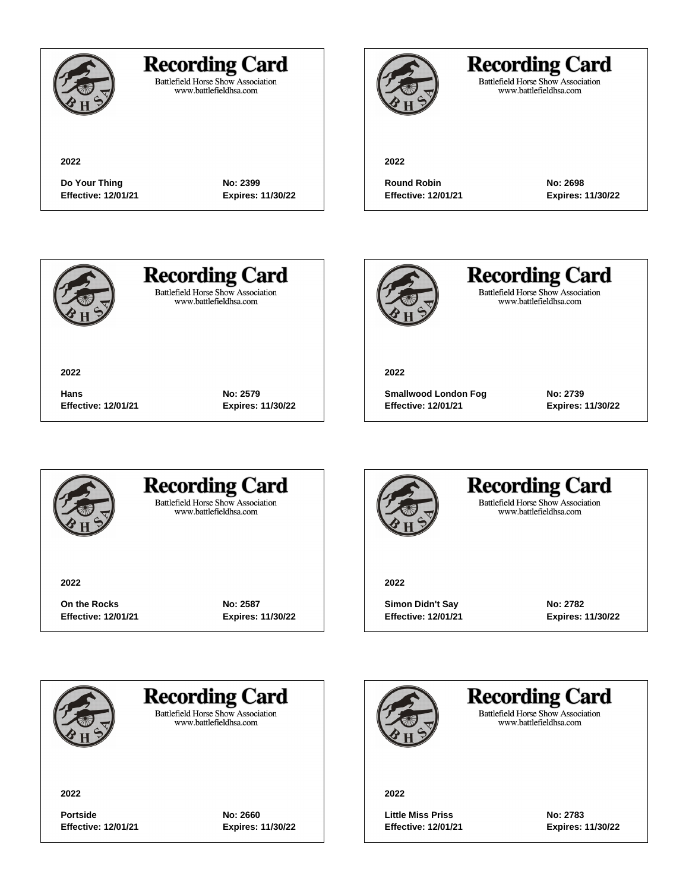## Recording Card

Battlefield Horse Show Association
www.battlefieldhsa.com

**2022**

**Do Your Thing** **No: 2399**
**Effective: 12/01/21** **Expires: 11/30/22**

## Recording Card

Battlefield Horse Show Association
www.battlefieldhsa.com

**2022**

**Round Robin** **No: 2698**
**Effective: 12/01/21** **Expires: 11/30/22**

## Recording Card

Battlefield Horse Show Association
www.battlefieldhsa.com

**2022**

**Hans** **No: 2579**
**Effective: 12/01/21** **Expires: 11/30/22**

## Recording Card

Battlefield Horse Show Association
www.battlefieldhsa.com

**2022**

**Smallwood London Fog** **No: 2739**
**Effective: 12/01/21** **Expires: 11/30/22**

## Recording Card

Battlefield Horse Show Association
www.battlefieldhsa.com

**2022**

**On the Rocks** **No: 2587**
**Effective: 12/01/21** **Expires: 11/30/22**

## Recording Card

Battlefield Horse Show Association
www.battlefieldhsa.com

**2022**

**Simon Didn't Say** **No: 2782**
**Effective: 12/01/21** **Expires: 11/30/22**

## Recording Card

Battlefield Horse Show Association
www.battlefieldhsa.com

**2022**

**Portside** **No: 2660**
**Effective: 12/01/21** **Expires: 11/30/22**

## Recording Card

Battlefield Horse Show Association
www.battlefieldhsa.com

**2022**

**Little Miss Priss** **No: 2783**
**Effective: 12/01/21** **Expires: 11/30/22**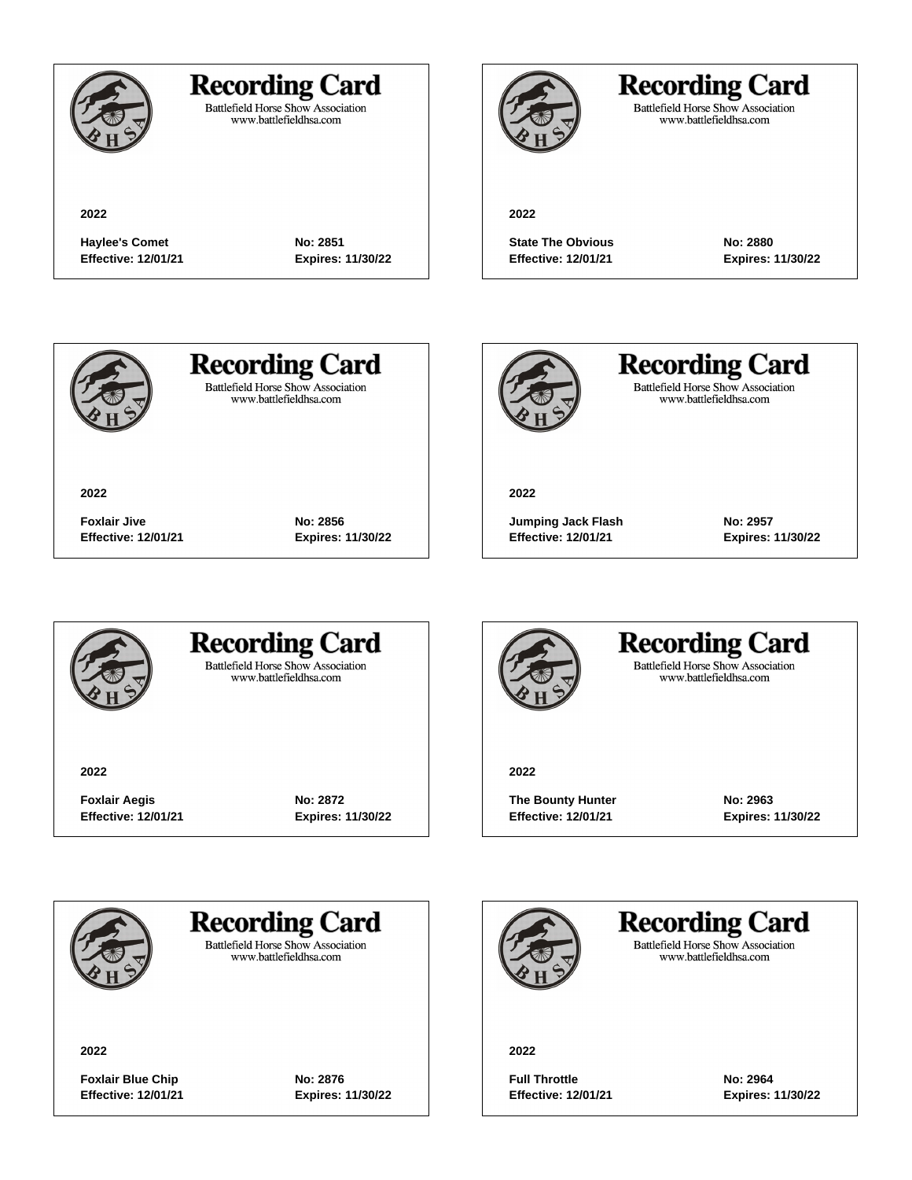# Recording Card

Battlefield Horse Show Association
www.battlefieldhsa.com

**2022**

**Haylee's Comet** **No: 2851**
**Effective: 12/01/21** **Expires: 11/30/22**

# Recording Card

Battlefield Horse Show Association
www.battlefieldhsa.com

**2022**

**State The Obvious** **No: 2880**
**Effective: 12/01/21** **Expires: 11/30/22**

# Recording Card

Battlefield Horse Show Association
www.battlefieldhsa.com

**2022**

**Foxlair Jive** **No: 2856**
**Effective: 12/01/21** **Expires: 11/30/22**

# Recording Card

Battlefield Horse Show Association
www.battlefieldhsa.com

**2022**

**Jumping Jack Flash** **No: 2957**
**Effective: 12/01/21** **Expires: 11/30/22**

# Recording Card

Battlefield Horse Show Association
www.battlefieldhsa.com

**2022**

**Foxlair Aegis** **No: 2872**
**Effective: 12/01/21** **Expires: 11/30/22**

# Recording Card

Battlefield Horse Show Association
www.battlefieldhsa.com

**2022**

**The Bounty Hunter** **No: 2963**
**Effective: 12/01/21** **Expires: 11/30/22**

# Recording Card

Battlefield Horse Show Association
www.battlefieldhsa.com

**2022**

**Foxlair Blue Chip** **No: 2876**
**Effective: 12/01/21** **Expires: 11/30/22**

# Recording Card

Battlefield Horse Show Association
www.battlefieldhsa.com

**2022**

**Full Throttle** **No: 2964**
**Effective: 12/01/21** **Expires: 11/30/22**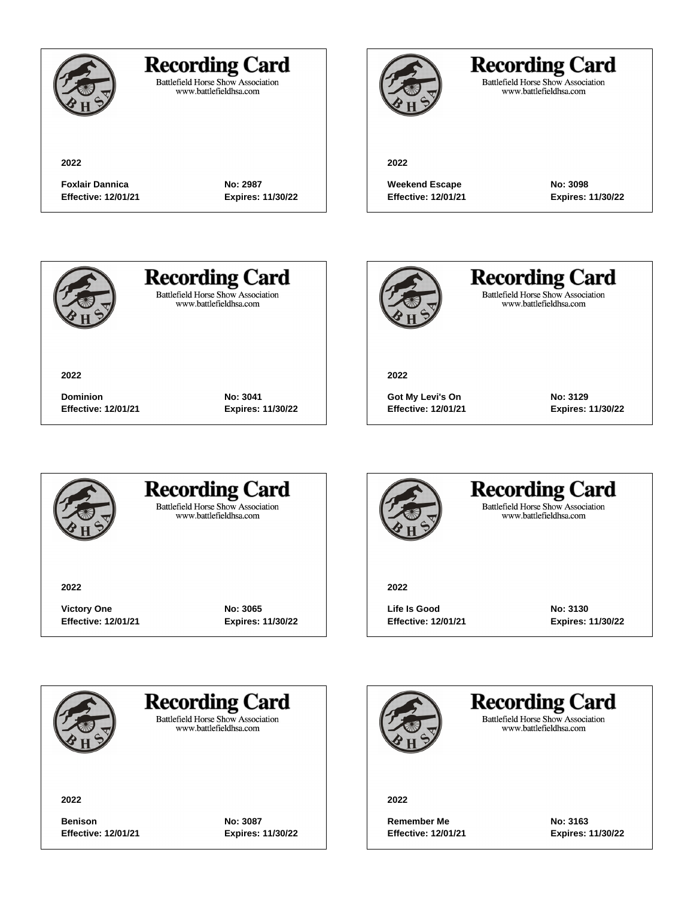## Recording Card

Battlefield Horse Show Association
www.battlefieldhsa.com

**2022**

**Foxlair Dannica** **No: 2987**
**Effective: 12/01/21** **Expires: 11/30/22**

## Recording Card

Battlefield Horse Show Association
www.battlefieldhsa.com

**2022**

**Weekend Escape** **No: 3098**
**Effective: 12/01/21** **Expires: 11/30/22**

## Recording Card

Battlefield Horse Show Association
www.battlefieldhsa.com

**2022**

**Dominion** **No: 3041**
**Effective: 12/01/21** **Expires: 11/30/22**

## Recording Card

Battlefield Horse Show Association
www.battlefieldhsa.com

**2022**

**Got My Levi's On** **No: 3129**
**Effective: 12/01/21** **Expires: 11/30/22**

## Recording Card

Battlefield Horse Show Association
www.battlefieldhsa.com

**2022**

**Victory One** **No: 3065**
**Effective: 12/01/21** **Expires: 11/30/22**

## Recording Card

Battlefield Horse Show Association
www.battlefieldhsa.com

**2022**

**Life Is Good** **No: 3130**
**Effective: 12/01/21** **Expires: 11/30/22**

## Recording Card

Battlefield Horse Show Association
www.battlefieldhsa.com

**2022**

**Benison** **No: 3087**
**Effective: 12/01/21** **Expires: 11/30/22**

## Recording Card

Battlefield Horse Show Association
www.battlefieldhsa.com

**2022**

**Remember Me** **No: 3163**
**Effective: 12/01/21** **Expires: 11/30/22**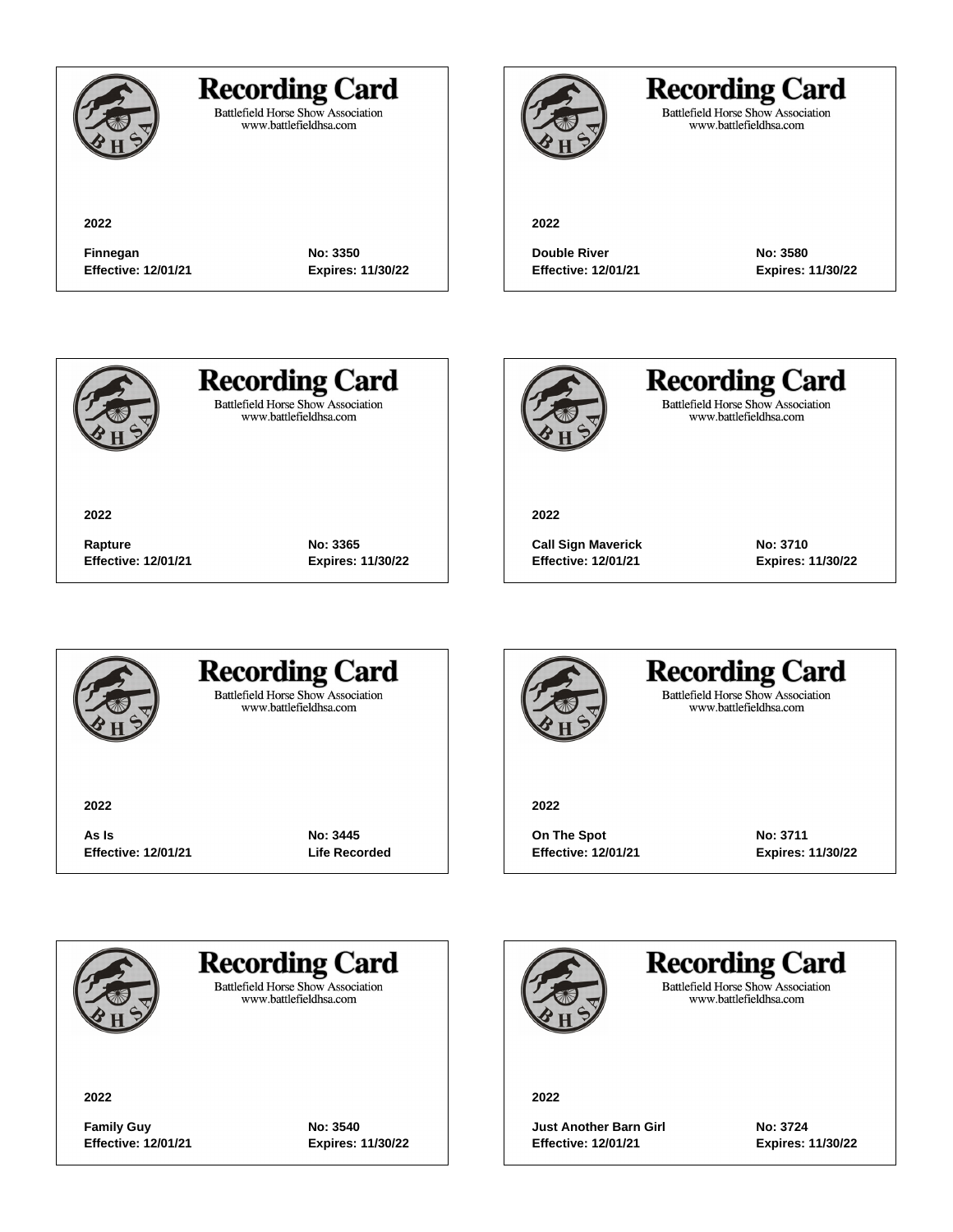## Recording Card

Battlefield Horse Show Association
www.battlefieldhsa.com

**2022**

**Finnegan** **No: 3350**
**Effective: 12/01/21** **Expires: 11/30/22**

---

## Recording Card

Battlefield Horse Show Association
www.battlefieldhsa.com

**2022**

**Double River** **No: 3580**
**Effective: 12/01/21** **Expires: 11/30/22**

---

## Recording Card

Battlefield Horse Show Association
www.battlefieldhsa.com

**2022**

**Rapture** **No: 3365**
**Effective: 12/01/21** **Expires: 11/30/22**

---

## Recording Card

Battlefield Horse Show Association
www.battlefieldhsa.com

**2022**

**Call Sign Maverick** **No: 3710**
**Effective: 12/01/21** **Expires: 11/30/22**

---

## Recording Card

Battlefield Horse Show Association
www.battlefieldhsa.com

**2022**

**As Is** **No: 3445**
**Effective: 12/01/21** **Life Recorded**

---

## Recording Card

Battlefield Horse Show Association
www.battlefieldhsa.com

**2022**

**On The Spot** **No: 3711**
**Effective: 12/01/21** **Expires: 11/30/22**

---

## Recording Card

Battlefield Horse Show Association
www.battlefieldhsa.com

**2022**

**Family Guy** **No: 3540**
**Effective: 12/01/21** **Expires: 11/30/22**

---

## Recording Card

Battlefield Horse Show Association
www.battlefieldhsa.com

**2022**

**Just Another Barn Girl** **No: 3724**
**Effective: 12/01/21** **Expires: 11/30/22**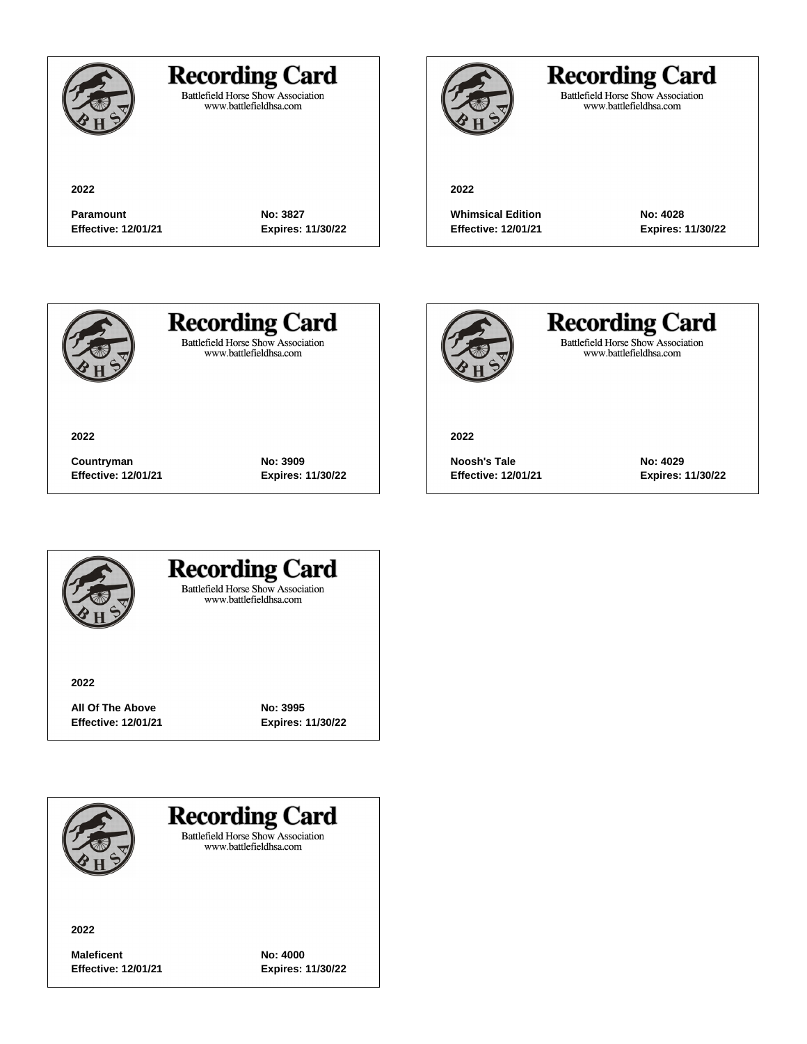## Recording Card

Battlefield Horse Show Association
www.battlefieldhsa.com

**2022**

**Paramount** **No: 3827**
**Effective: 12/01/21** **Expires: 11/30/22**

## Recording Card

Battlefield Horse Show Association
www.battlefieldhsa.com

**2022**

**Whimsical Edition** **No: 4028**
**Effective: 12/01/21** **Expires: 11/30/22**

## Recording Card

Battlefield Horse Show Association
www.battlefieldhsa.com

**2022**

**Countryman** **No: 3909**
**Effective: 12/01/21** **Expires: 11/30/22**

## Recording Card

Battlefield Horse Show Association
www.battlefieldhsa.com

**2022**

**Noosh's Tale** **No: 4029**
**Effective: 12/01/21** **Expires: 11/30/22**

## Recording Card

Battlefield Horse Show Association
www.battlefieldhsa.com

**2022**

**All Of The Above** **No: 3995**
**Effective: 12/01/21** **Expires: 11/30/22**

## Recording Card

Battlefield Horse Show Association
www.battlefieldhsa.com

**2022**

**Maleficent** **No: 4000**
**Effective: 12/01/21** **Expires: 11/30/22**